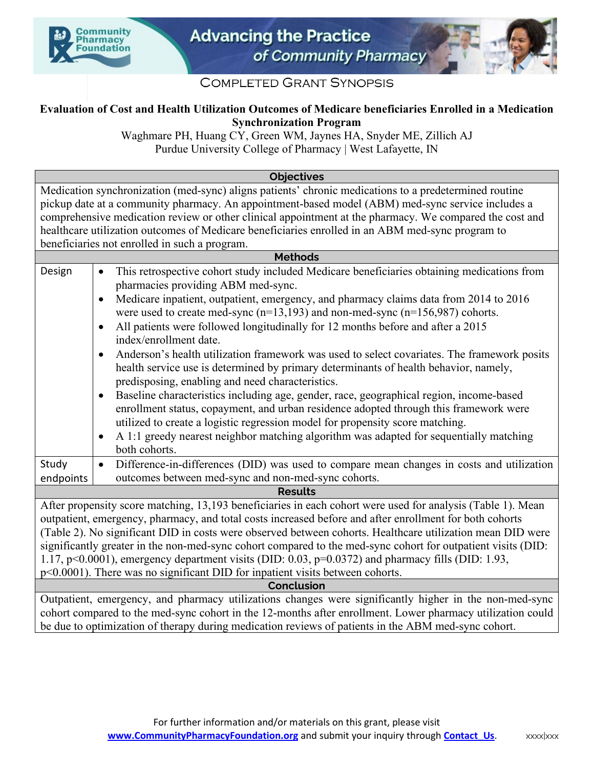Community Pharmacy Foundation

Advancing the Practice of Community Pharmacy

COMPLETED GRANT SYNOPSIS

# Evaluation of Cost and Health Utilization Outcomes of Medicare beneficiaries Enrolled in a Medication Synchronization Program

Waghmare PH, Huang CY, Green WM, Jaynes HA, Snyder ME, Zillich AJ
Purdue University College of Pharmacy | West Lafayette, IN

## Objectives

Medication synchronization (med-sync) aligns patients' chronic medications to a predetermined routine pickup date at a community pharmacy. An appointment-based model (ABM) med-sync service includes a comprehensive medication review or other clinical appointment at the pharmacy. We compared the cost and healthcare utilization outcomes of Medicare beneficiaries enrolled in an ABM med-sync program to beneficiaries not enrolled in such a program.

## Methods

**Design**

- This retrospective cohort study included Medicare beneficiaries obtaining medications from pharmacies providing ABM med-sync.
- Medicare inpatient, outpatient, emergency, and pharmacy claims data from 2014 to 2016 were used to create med-sync (n=13,193) and non-med-sync (n=156,987) cohorts.
- All patients were followed longitudinally for 12 months before and after a 2015 index/enrollment date.
- Anderson's health utilization framework was used to select covariates. The framework posits health service use is determined by primary determinants of health behavior, namely, predisposing, enabling and need characteristics.
- Baseline characteristics including age, gender, race, geographical region, income-based enrollment status, copayment, and urban residence adopted through this framework were utilized to create a logistic regression model for propensity score matching.
- A 1:1 greedy nearest neighbor matching algorithm was adapted for sequentially matching both cohorts.

**Study endpoints**

- Difference-in-differences (DID) was used to compare mean changes in costs and utilization outcomes between med-sync and non-med-sync cohorts.

## Results

After propensity score matching, 13,193 beneficiaries in each cohort were used for analysis (Table 1). Mean outpatient, emergency, pharmacy, and total costs increased before and after enrollment for both cohorts (Table 2). No significant DID in costs were observed between cohorts. Healthcare utilization mean DID were significantly greater in the non-med-sync cohort compared to the med-sync cohort for outpatient visits (DID: 1.17, $p<0.0001$), emergency department visits (DID: 0.03, $p=0.0372$) and pharmacy fills (DID: 1.93, $p<0.0001$). There was no significant DID for inpatient visits between cohorts.

## Conclusion

Outpatient, emergency, and pharmacy utilizations changes were significantly higher in the non-med-sync cohort compared to the med-sync cohort in the 12-months after enrollment. Lower pharmacy utilization could be due to optimization of therapy during medication reviews of patients in the ABM med-sync cohort.

For further information and/or materials on this grant, please visit [www.CommunityPharmacyFoundation.org](http://www.CommunityPharmacyFoundation.org) and submit your inquiry through [Contact Us](#).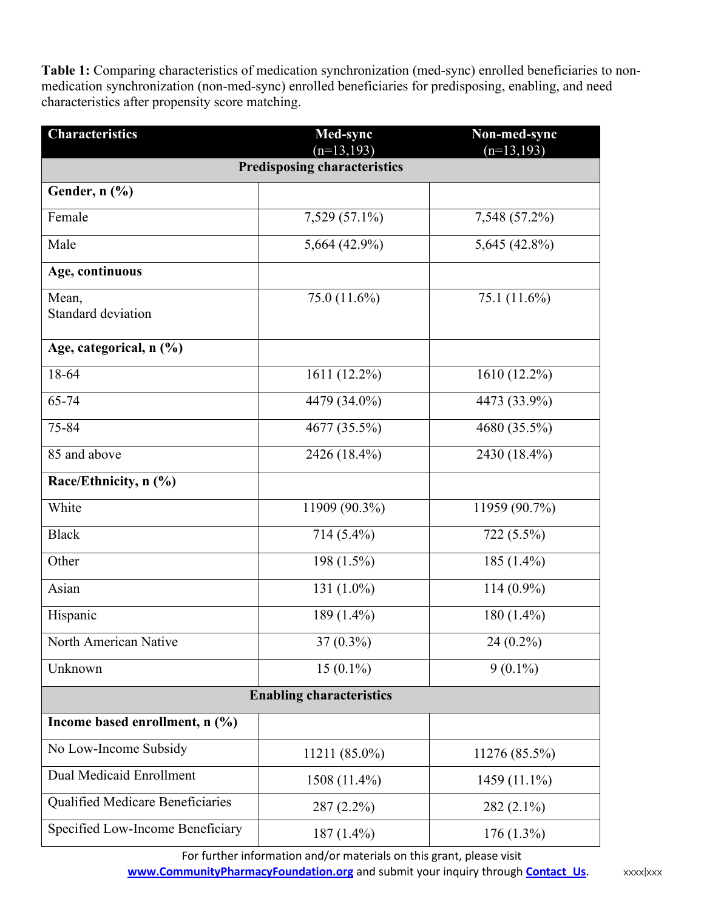**Table 1:** Comparing characteristics of medication synchronization (med-sync) enrolled beneficiaries to non-medication synchronization (non-med-sync) enrolled beneficiaries for predisposing, enabling, and need characteristics after propensity score matching.

| Characteristics | Med-sync (n=13,193) | Non-med-sync (n=13,193) |
|---|---|---|
| **Predisposing characteristics** | | |
| **Gender, n (%)** | | |
| Female | 7,529 (57.1%) | 7,548 (57.2%) |
| Male | 5,664 (42.9%) | 5,645 (42.8%) |
| **Age, continuous** | | |
| Mean, Standard deviation | 75.0 (11.6%) | 75.1 (11.6%) |
| **Age, categorical, n (%)** | | |
| 18-64 | 1611 (12.2%) | 1610 (12.2%) |
| 65-74 | 4479 (34.0%) | 4473 (33.9%) |
| 75-84 | 4677 (35.5%) | 4680 (35.5%) |
| 85 and above | 2426 (18.4%) | 2430 (18.4%) |
| **Race/Ethnicity, n (%)** | | |
| White | 11909 (90.3%) | 11959 (90.7%) |
| Black | 714 (5.4%) | 722 (5.5%) |
| Other | 198 (1.5%) | 185 (1.4%) |
| Asian | 131 (1.0%) | 114 (0.9%) |
| Hispanic | 189 (1.4%) | 180 (1.4%) |
| North American Native | 37 (0.3%) | 24 (0.2%) |
| Unknown | 15 (0.1%) | 9 (0.1%) |
| **Enabling characteristics** | | |
| **Income based enrollment, n (%)** | | |
| No Low-Income Subsidy | 11211 (85.0%) | 11276 (85.5%) |
| Dual Medicaid Enrollment | 1508 (11.4%) | 1459 (11.1%) |
| Qualified Medicare Beneficiaries | 287 (2.2%) | 282 (2.1%) |
| Specified Low-Income Beneficiary | 187 (1.4%) | 176 (1.3%) |

For further information and/or materials on this grant, please visit www.CommunityPharmacyFoundation.org and submit your inquiry through Contact Us.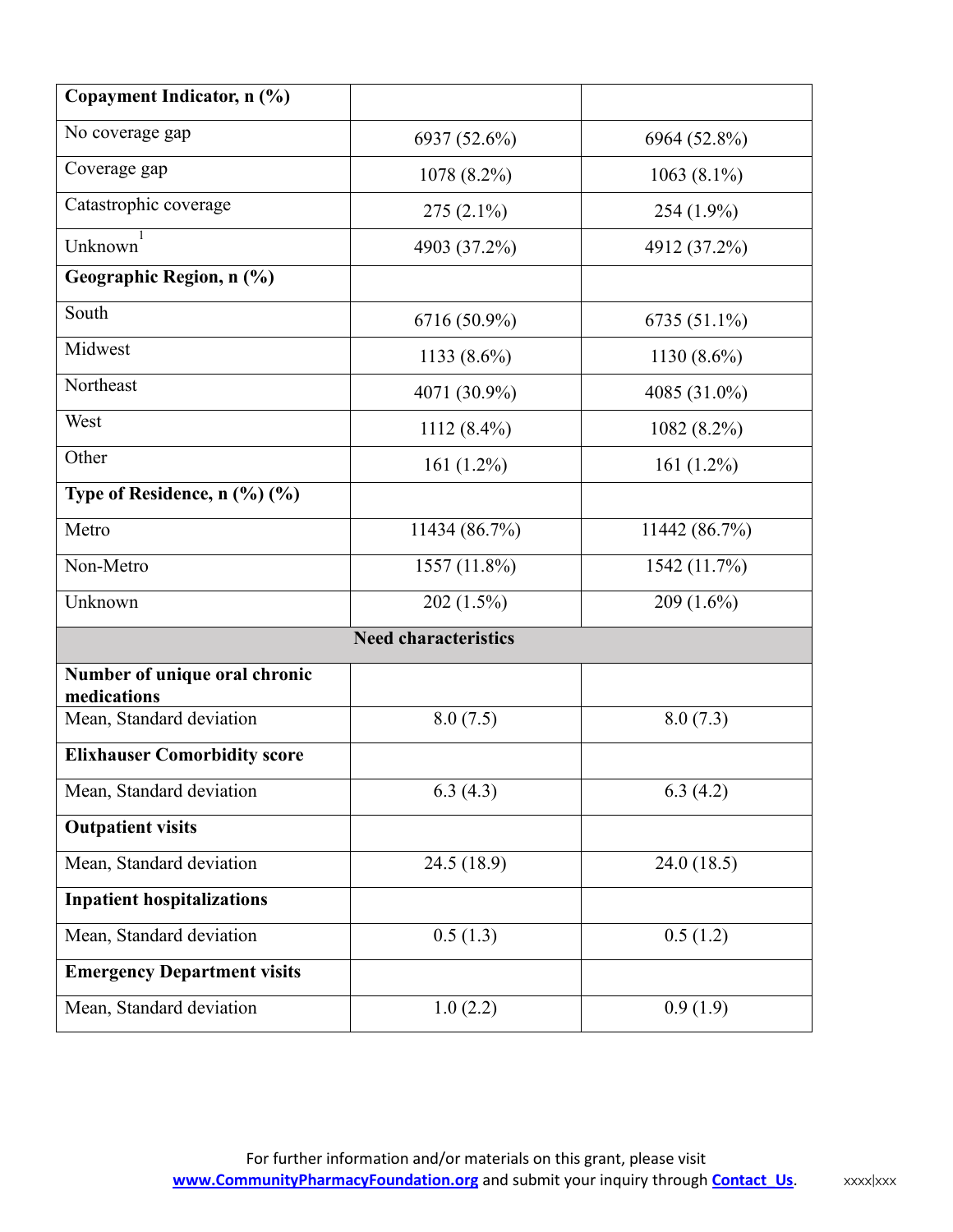| | | |
|---|---|---|
| **Copayment Indicator, n (%)** | | |
| No coverage gap | 6937 (52.6%) | 6964 (52.8%) |
| Coverage gap | 1078 (8.2%) | 1063 (8.1%) |
| Catastrophic coverage | 275 (2.1%) | 254 (1.9%) |
| Unknown[1] | 4903 (37.2%) | 4912 (37.2%) |
| **Geographic Region, n (%)** | | |
| South | 6716 (50.9%) | 6735 (51.1%) |
| Midwest | 1133 (8.6%) | 1130 (8.6%) |
| Northeast | 4071 (30.9%) | 4085 (31.0%) |
| West | 1112 (8.4%) | 1082 (8.2%) |
| Other | 161 (1.2%) | 161 (1.2%) |
| **Type of Residence, n (%) (%)** | | |
| Metro | 11434 (86.7%) | 11442 (86.7%) |
| Non-Metro | 1557 (11.8%) | 1542 (11.7%) |
| Unknown | 202 (1.5%) | 209 (1.6%) |
| **Need characteristics** | | |
| **Number of unique oral chronic medications** | | |
| Mean, Standard deviation | 8.0 (7.5) | 8.0 (7.3) |
| **Elixhauser Comorbidity score** | | |
| Mean, Standard deviation | 6.3 (4.3) | 6.3 (4.2) |
| **Outpatient visits** | | |
| Mean, Standard deviation | 24.5 (18.9) | 24.0 (18.5) |
| **Inpatient hospitalizations** | | |
| Mean, Standard deviation | 0.5 (1.3) | 0.5 (1.2) |
| **Emergency Department visits** | | |
| Mean, Standard deviation | 1.0 (2.2) | 0.9 (1.9) |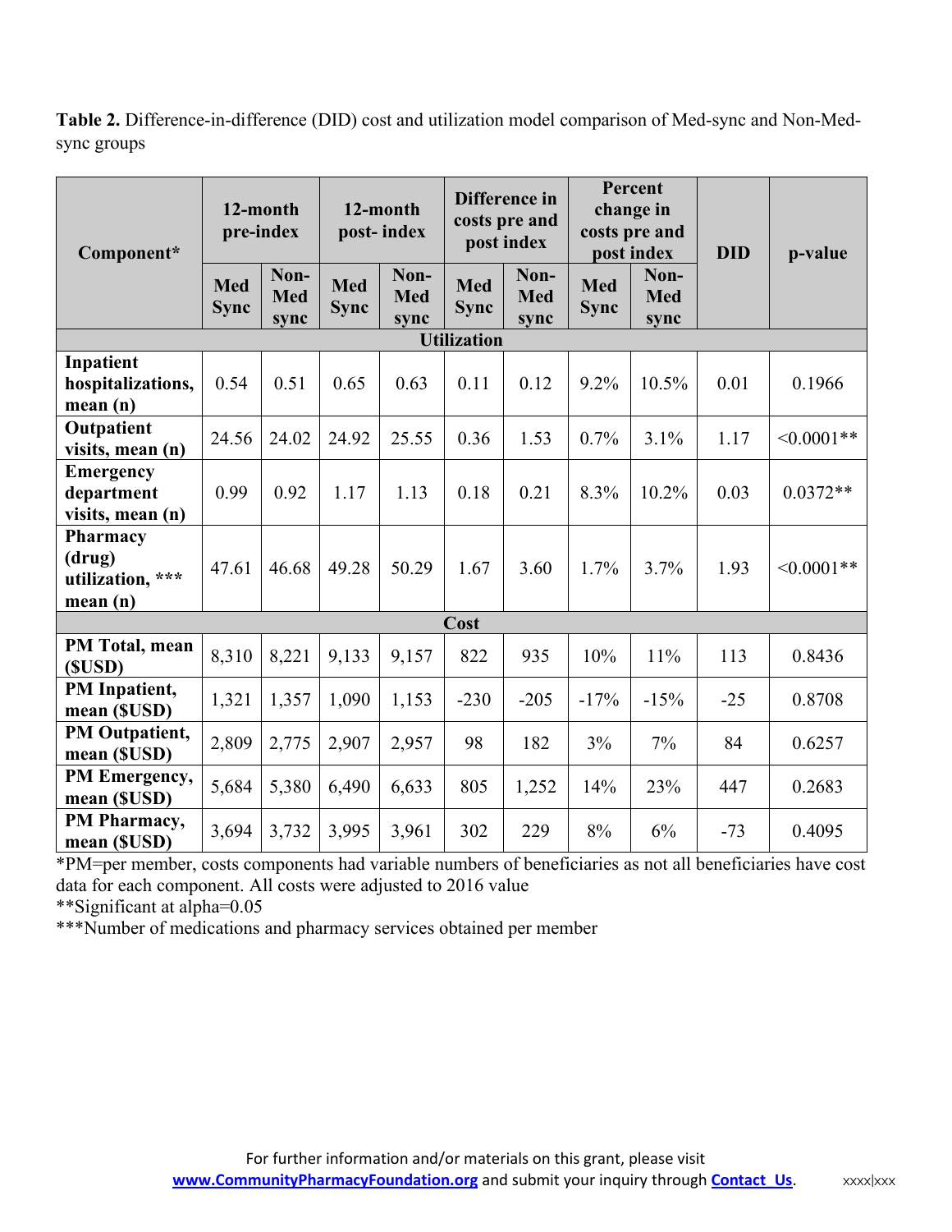**Table 2.** Difference-in-difference (DID) cost and utilization model comparison of Med-sync and Non-Med-sync groups

| Component* | 12-month pre-index | | 12-month post- index | | Difference in costs pre and post index | | Percent change in costs pre and post index | | DID | p-value |
|---|---|---|---|---|---|---|---|---|---|---|
| | Med Sync | Non-Med sync | Med Sync | Non-Med sync | Med Sync | Non-Med sync | Med Sync | Non-Med sync | | |
| **Utilization** | | | | | | | | | | |
| **Inpatient hospitalizations, mean (n)** | 0.54 | 0.51 | 0.65 | 0.63 | 0.11 | 0.12 | 9.2% | 10.5% | 0.01 | 0.1966 |
| **Outpatient visits, mean (n)** | 24.56 | 24.02 | 24.92 | 25.55 | 0.36 | 1.53 | 0.7% | 3.1% | 1.17 | <0.0001** |
| **Emergency department visits, mean (n)** | 0.99 | 0.92 | 1.17 | 1.13 | 0.18 | 0.21 | 8.3% | 10.2% | 0.03 | 0.0372** |
| **Pharmacy (drug) utilization, *** mean (n)** | 47.61 | 46.68 | 49.28 | 50.29 | 1.67 | 3.60 | 1.7% | 3.7% | 1.93 | <0.0001** |
| **Cost** | | | | | | | | | | |
| **PM Total, mean ($USD)** | 8,310 | 8,221 | 9,133 | 9,157 | 822 | 935 | 10% | 11% | 113 | 0.8436 |
| **PM Inpatient, mean ($USD)** | 1,321 | 1,357 | 1,090 | 1,153 | -230 | -205 | -17% | -15% | -25 | 0.8708 |
| **PM Outpatient, mean ($USD)** | 2,809 | 2,775 | 2,907 | 2,957 | 98 | 182 | 3% | 7% | 84 | 0.6257 |
| **PM Emergency, mean ($USD)** | 5,684 | 5,380 | 6,490 | 6,633 | 805 | 1,252 | 14% | 23% | 447 | 0.2683 |
| **PM Pharmacy, mean ($USD)** | 3,694 | 3,732 | 3,995 | 3,961 | 302 | 229 | 8% | 6% | -73 | 0.4095 |

*PM=per member, costs components had variable numbers of beneficiaries as not all beneficiaries have cost data for each component. All costs were adjusted to 2016 value
**Significant at alpha=0.05
***Number of medications and pharmacy services obtained per member

For further information and/or materials on this grant, please visit **www.CommunityPharmacyFoundation.org** and submit your inquiry through **Contact Us**.